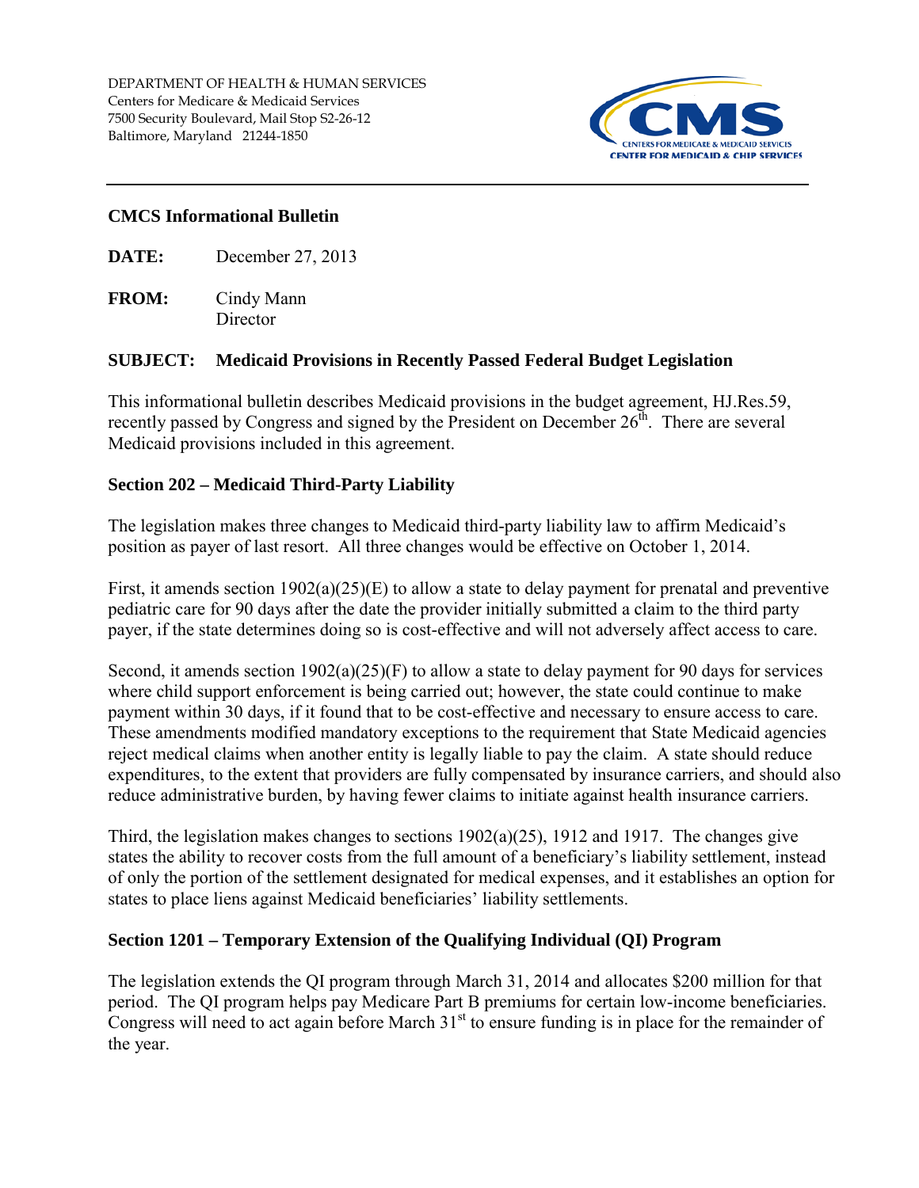DEPARTMENT OF HEALTH & HUMAN SERVICES
Centers for Medicare & Medicaid Services
7500 Security Boulevard, Mail Stop S2-26-12
Baltimore, Maryland 21244-1850

CENTERS FOR MEDICARE & MEDICAID SERVICES
CENTER FOR MEDICAID & CHIP SERVICES

---

**CMCS Informational Bulletin**

**DATE:** December 27, 2013

**FROM:** Cindy Mann
Director

**SUBJECT: Medicaid Provisions in Recently Passed Federal Budget Legislation**

This informational bulletin describes Medicaid provisions in the budget agreement, HJ.Res.59, recently passed by Congress and signed by the President on December 26th. There are several Medicaid provisions included in this agreement.

**Section 202 – Medicaid Third-Party Liability**

The legislation makes three changes to Medicaid third-party liability law to affirm Medicaid's position as payer of last resort. All three changes would be effective on October 1, 2014.

First, it amends section 1902(a)(25)(E) to allow a state to delay payment for prenatal and preventive pediatric care for 90 days after the date the provider initially submitted a claim to the third party payer, if the state determines doing so is cost-effective and will not adversely affect access to care.

Second, it amends section 1902(a)(25)(F) to allow a state to delay payment for 90 days for services where child support enforcement is being carried out; however, the state could continue to make payment within 30 days, if it found that to be cost-effective and necessary to ensure access to care. These amendments modified mandatory exceptions to the requirement that State Medicaid agencies reject medical claims when another entity is legally liable to pay the claim. A state should reduce expenditures, to the extent that providers are fully compensated by insurance carriers, and should also reduce administrative burden, by having fewer claims to initiate against health insurance carriers.

Third, the legislation makes changes to sections 1902(a)(25), 1912 and 1917. The changes give states the ability to recover costs from the full amount of a beneficiary's liability settlement, instead of only the portion of the settlement designated for medical expenses, and it establishes an option for states to place liens against Medicaid beneficiaries' liability settlements.

**Section 1201 – Temporary Extension of the Qualifying Individual (QI) Program**

The legislation extends the QI program through March 31, 2014 and allocates $200 million for that period. The QI program helps pay Medicare Part B premiums for certain low-income beneficiaries. Congress will need to act again before March 31st to ensure funding is in place for the remainder of the year.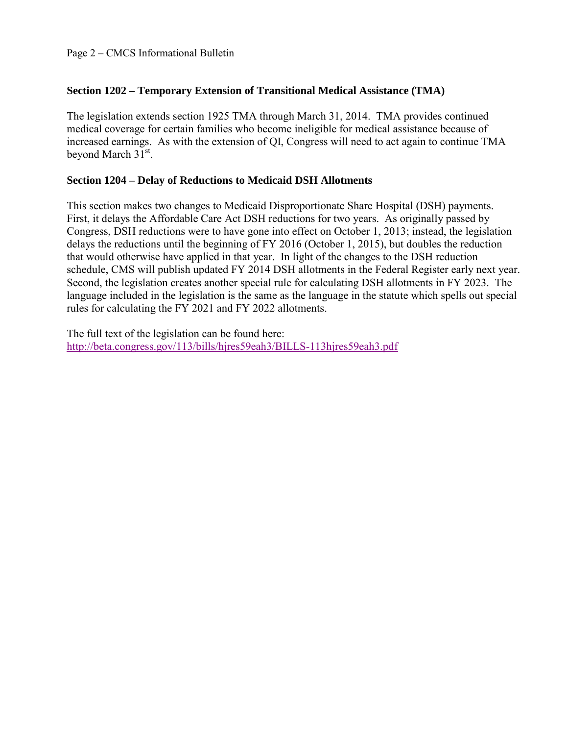## Section 1202 – Temporary Extension of Transitional Medical Assistance (TMA)

The legislation extends section 1925 TMA through March 31, 2014. TMA provides continued medical coverage for certain families who become ineligible for medical assistance because of increased earnings. As with the extension of QI, Congress will need to act again to continue TMA beyond March 31st.

## Section 1204 – Delay of Reductions to Medicaid DSH Allotments

This section makes two changes to Medicaid Disproportionate Share Hospital (DSH) payments. First, it delays the Affordable Care Act DSH reductions for two years. As originally passed by Congress, DSH reductions were to have gone into effect on October 1, 2013; instead, the legislation delays the reductions until the beginning of FY 2016 (October 1, 2015), but doubles the reduction that would otherwise have applied in that year. In light of the changes to the DSH reduction schedule, CMS will publish updated FY 2014 DSH allotments in the Federal Register early next year. Second, the legislation creates another special rule for calculating DSH allotments in FY 2023. The language included in the legislation is the same as the language in the statute which spells out special rules for calculating the FY 2021 and FY 2022 allotments.

The full text of the legislation can be found here:
http://beta.congress.gov/113/bills/hjres59eah3/BILLS-113hjres59eah3.pdf